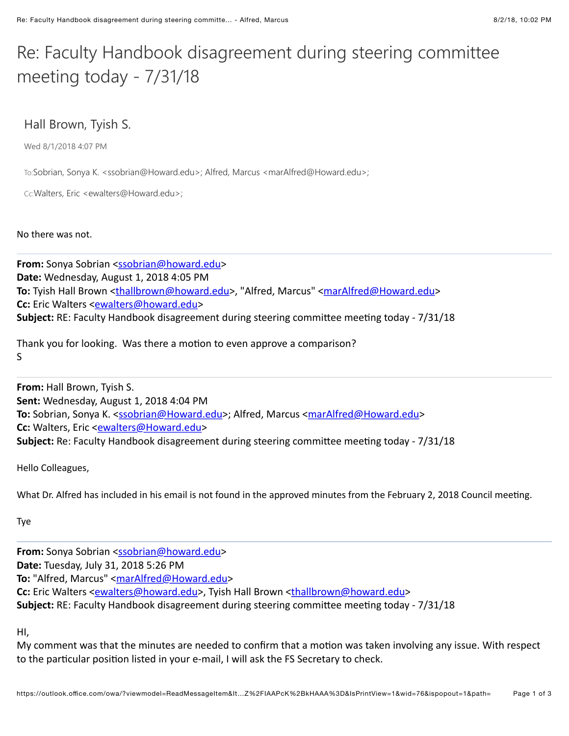# Re: Faculty Handbook disagreement during steering committee meeting today - 7/31/18

Hall Brown, Tyish S.

Wed 8/1/2018 4:07 PM

To:Sobrian, Sonya K. <ssobrian@Howard.edu>; Alfred, Marcus <marAlfred@Howard.edu>;

Cc:Walters, Eric <ewalters@Howard.edu>;

No there was not.

---

**From:** Sonya Sobrian <ssobrian@howard.edu>
**Date:** Wednesday, August 1, 2018 4:05 PM
**To:** Tyish Hall Brown <thallbrown@howard.edu>, "Alfred, Marcus" <marAlfred@Howard.edu>
**Cc:** Eric Walters <ewalters@howard.edu>
**Subject:** RE: Faculty Handbook disagreement during steering committee meeting today - 7/31/18

Thank you for looking. Was there a motion to even approve a comparison?
S

---

**From:** Hall Brown, Tyish S.
**Sent:** Wednesday, August 1, 2018 4:04 PM
**To:** Sobrian, Sonya K. <ssobrian@Howard.edu>; Alfred, Marcus <marAlfred@Howard.edu>
**Cc:** Walters, Eric <ewalters@Howard.edu>
**Subject:** Re: Faculty Handbook disagreement during steering committee meeting today - 7/31/18

Hello Colleagues,

What Dr. Alfred has included in his email is not found in the approved minutes from the February 2, 2018 Council meeting.

Tye

---

**From:** Sonya Sobrian <ssobrian@howard.edu>
**Date:** Tuesday, July 31, 2018 5:26 PM
**To:** "Alfred, Marcus" <marAlfred@Howard.edu>
**Cc:** Eric Walters <ewalters@howard.edu>, Tyish Hall Brown <thallbrown@howard.edu>
**Subject:** RE: Faculty Handbook disagreement during steering committee meeting today - 7/31/18

HI,
My comment was that the minutes are needed to confirm that a motion was taken involving any issue. With respect to the particular position listed in your e-mail, I will ask the FS Secretary to check.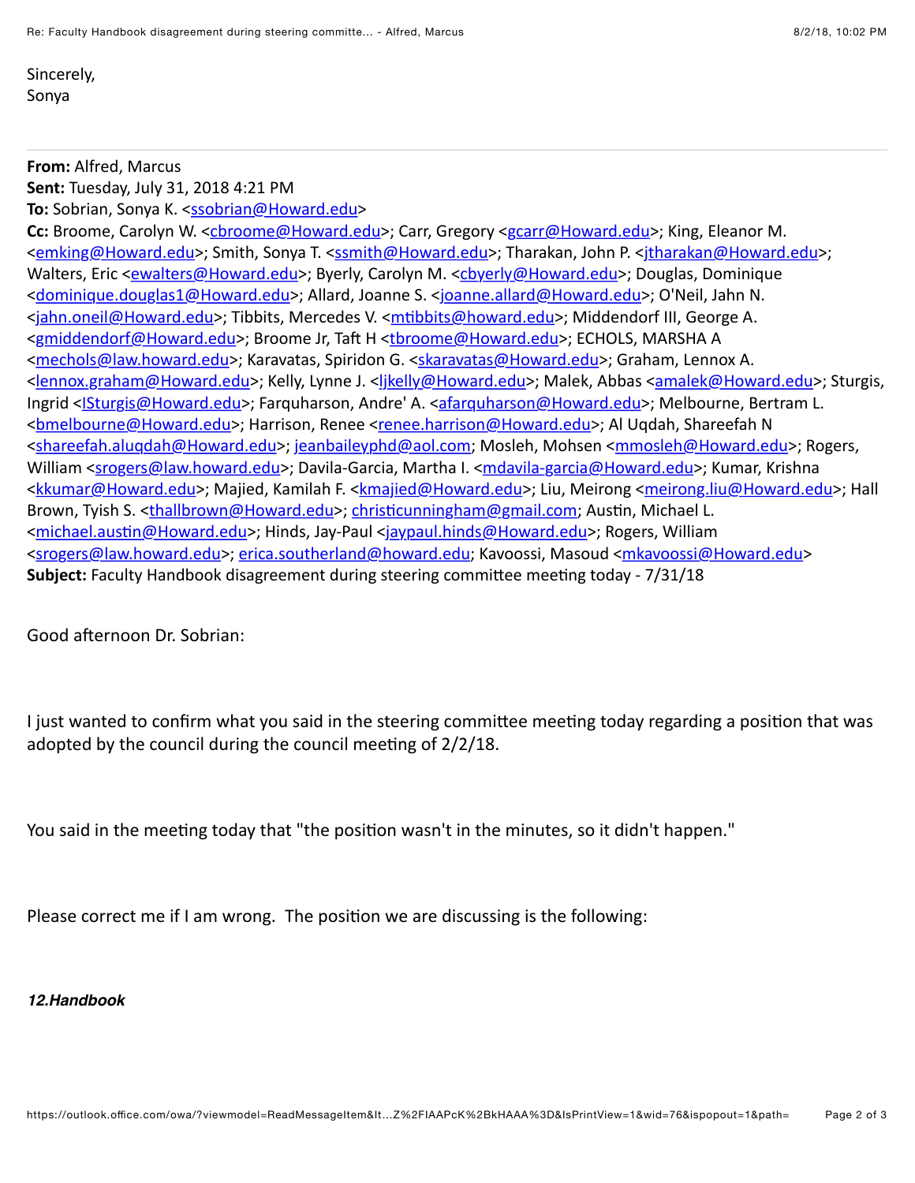Sincerely,
Sonya

---

**From:** Alfred, Marcus
**Sent:** Tuesday, July 31, 2018 4:21 PM
**To:** Sobrian, Sonya K. <ssobrian@Howard.edu>
**Cc:** Broome, Carolyn W. <cbroome@Howard.edu>; Carr, Gregory <gcarr@Howard.edu>; King, Eleanor M. <emking@Howard.edu>; Smith, Sonya T. <ssmith@Howard.edu>; Tharakan, John P. <jtharakan@Howard.edu>; Walters, Eric <ewalters@Howard.edu>; Byerly, Carolyn M. <cbyerly@Howard.edu>; Douglas, Dominique <dominique.douglas1@Howard.edu>; Allard, Joanne S. <joanne.allard@Howard.edu>; O'Neil, Jahn N. <jahn.oneil@Howard.edu>; Tibbits, Mercedes V. <mtibbits@howard.edu>; Middendorf III, George A. <gmiddendorf@Howard.edu>; Broome Jr, Taft H <tbroome@Howard.edu>; ECHOLS, MARSHA A <mechols@law.howard.edu>; Karavatas, Spiridon G. <skaravatas@Howard.edu>; Graham, Lennox A. <lennox.graham@Howard.edu>; Kelly, Lynne J. <ljkelly@Howard.edu>; Malek, Abbas <amalek@Howard.edu>; Sturgis, Ingrid <ISturgis@Howard.edu>; Farquharson, Andre' A. <afarquharson@Howard.edu>; Melbourne, Bertram L. <bmelbourne@Howard.edu>; Harrison, Renee <renee.harrison@Howard.edu>; Al Uqdah, Shareefah N <shareefah.aluqdah@Howard.edu>; jeanbaileyphd@aol.com; Mosleh, Mohsen <mmosleh@Howard.edu>; Rogers, William <srogers@law.howard.edu>; Davila-Garcia, Martha I. <mdavila-garcia@Howard.edu>; Kumar, Krishna <kkumar@Howard.edu>; Majied, Kamilah F. <kmajied@Howard.edu>; Liu, Meirong <meirong.liu@Howard.edu>; Hall Brown, Tyish S. <thallbrown@Howard.edu>; christicunningham@gmail.com; Austin, Michael L. <michael.austin@Howard.edu>; Hinds, Jay-Paul <jaypaul.hinds@Howard.edu>; Rogers, William <srogers@law.howard.edu>; erica.southerland@howard.edu; Kavoossi, Masoud <mkavoossi@Howard.edu>
**Subject:** Faculty Handbook disagreement during steering committee meeting today - 7/31/18

Good afternoon Dr. Sobrian:

I just wanted to confirm what you said in the steering committee meeting today regarding a position that was adopted by the council during the council meeting of 2/2/18.

You said in the meeting today that "the position wasn't in the minutes, so it didn't happen."

Please correct me if I am wrong. The position we are discussing is the following:

***12.Handbook***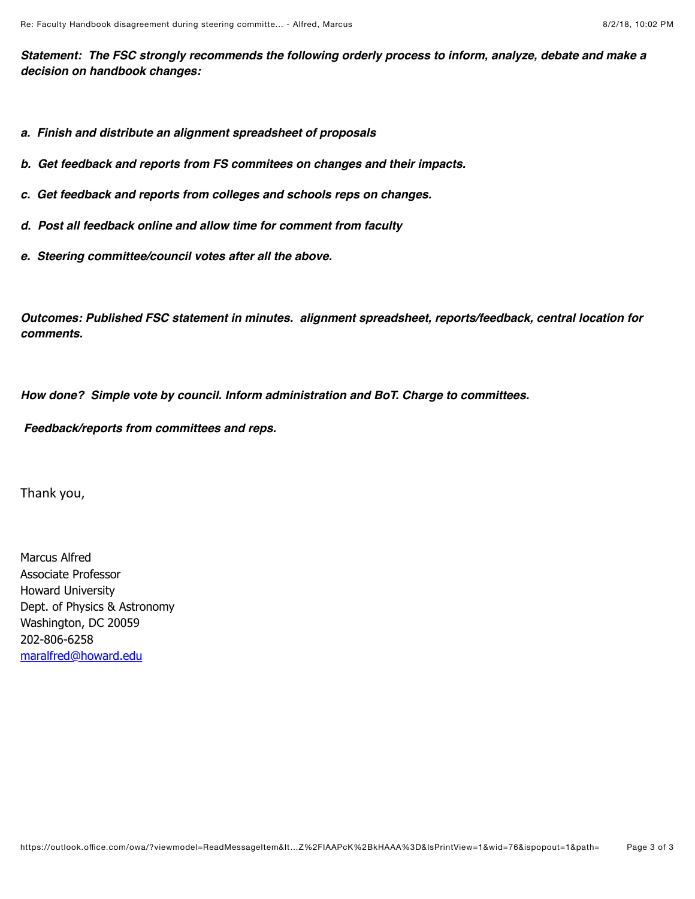***Statement: The FSC strongly recommends the following orderly process to inform, analyze, debate and make a decision on handbook changes:***

***a. Finish and distribute an alignment spreadsheet of proposals***

***b. Get feedback and reports from FS commitees on changes and their impacts.***

***c. Get feedback and reports from colleges and schools reps on changes.***

***d. Post all feedback online and allow time for comment from faculty***

***e. Steering committee/council votes after all the above.***

***Outcomes: Published FSC statement in minutes. alignment spreadsheet, reports/feedback, central location for comments.***

***How done? Simple vote by council. Inform administration and BoT. Charge to committees.***

***Feedback/reports from committees and reps.***

Thank you,

Marcus Alfred
Associate Professor
Howard University
Dept. of Physics & Astronomy
Washington, DC 20059
202-806-6258
maralfred@howard.edu